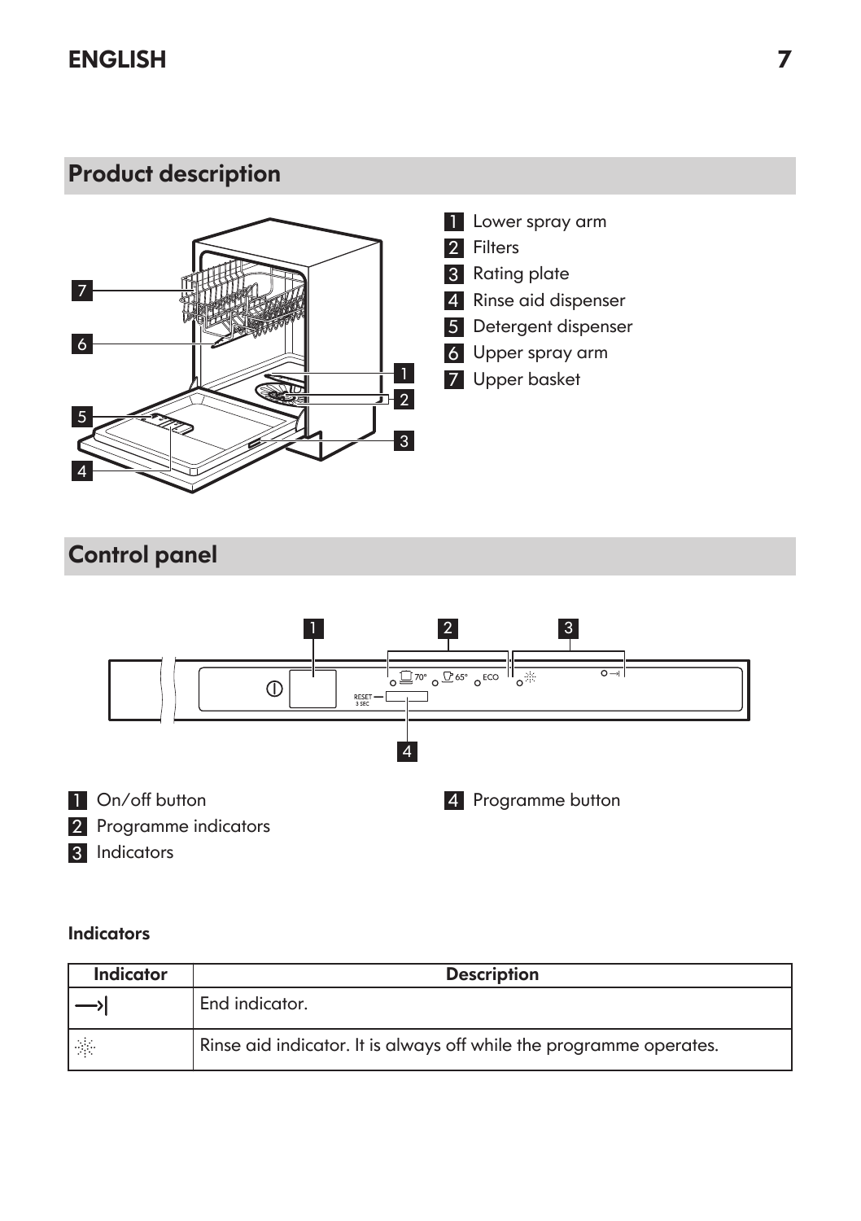## Product description

1. Lower spray arm
2. Filters
3. Rating plate
4. Rinse aid dispenser
5. Detergent dispenser
6. Upper spray arm
7. Upper basket

## Control panel

1. On/off button
2. Programme indicators
3. Indicators
4. Programme button

#### Indicators

| Indicator | Description |
|---|---|
| —>\| | End indicator. |
| ☼ | Rinse aid indicator. It is always off while the programme operates. |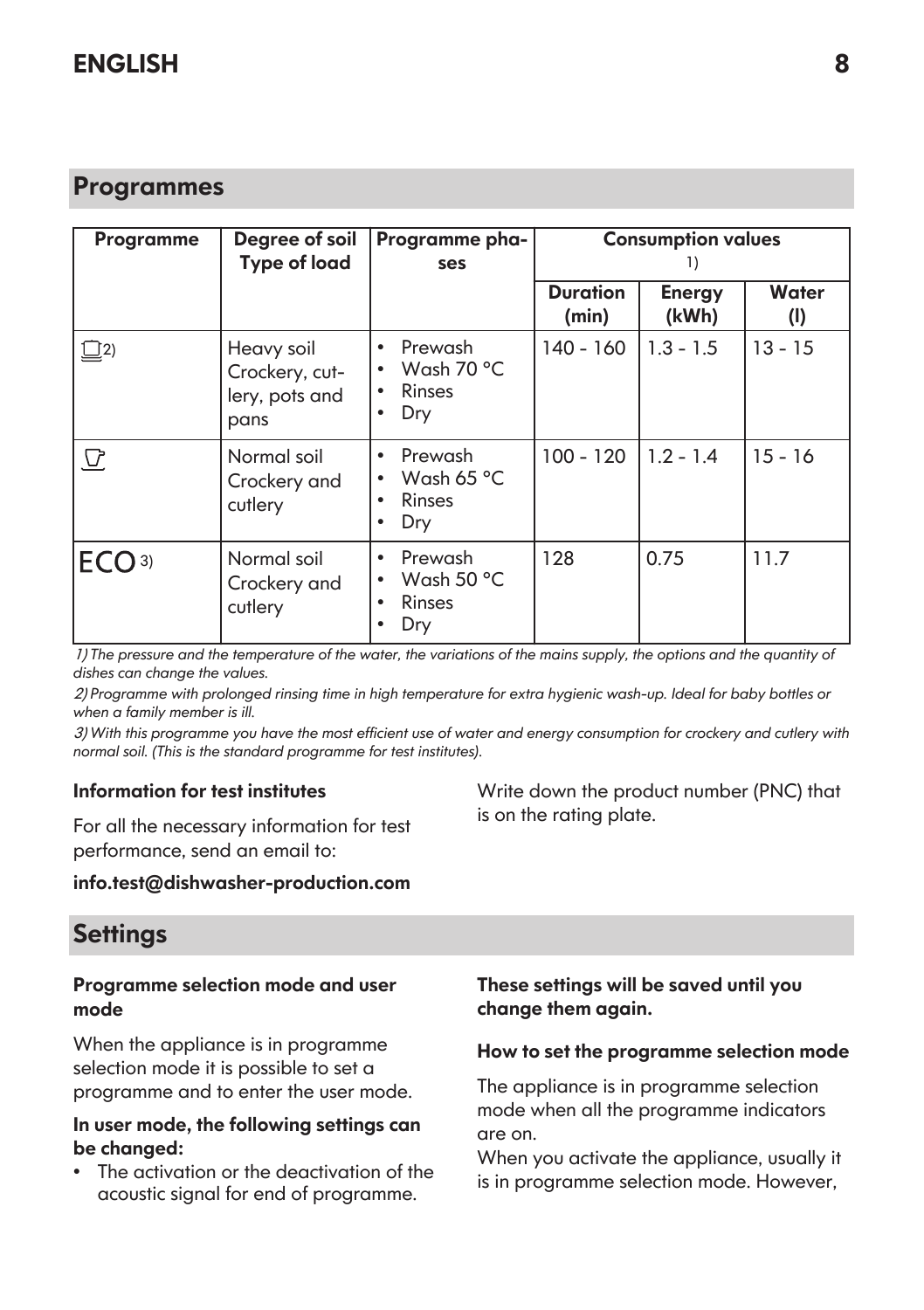## Programmes

| Programme | Degree of soil<br>Type of load | Programme phases | Consumption values [1] | | |
|---|---|---|---|---|---|
| | | | Duration (min) | Energy (kWh) | Water (l) |
| [2] | Heavy soil<br>Crockery, cutlery, pots and pans | • Prewash<br>• Wash 70 °C<br>• Rinses<br>• Dry | 140 - 160 | 1.3 - 1.5 | 13 - 15 |
| | Normal soil<br>Crockery and cutlery | • Prewash<br>• Wash 65 °C<br>• Rinses<br>• Dry | 100 - 120 | 1.2 - 1.4 | 15 - 16 |
| ECO [3] | Normal soil<br>Crockery and cutlery | • Prewash<br>• Wash 50 °C<br>• Rinses<br>• Dry | 128 | 0.75 | 11.7 |

*1) The pressure and the temperature of the water, the variations of the mains supply, the options and the quantity of dishes can change the values.*

*2) Programme with prolonged rinsing time in high temperature for extra hygienic wash-up. Ideal for baby bottles or when a family member is ill.*

*3) With this programme you have the most efficient use of water and energy consumption for crockery and cutlery with normal soil. (This is the standard programme for test institutes).*

**Information for test institutes**

For all the necessary information for test performance, send an email to:

**info.test@dishwasher-production.com**

Write down the product number (PNC) that is on the rating plate.

## Settings

**Programme selection mode and user mode**

When the appliance is in programme selection mode it is possible to set a programme and to enter the user mode.

**In user mode, the following settings can be changed:**

- The activation or the deactivation of the acoustic signal for end of programme.

**These settings will be saved until you change them again.**

**How to set the programme selection mode**

The appliance is in programme selection mode when all the programme indicators are on.

When you activate the appliance, usually it is in programme selection mode. However,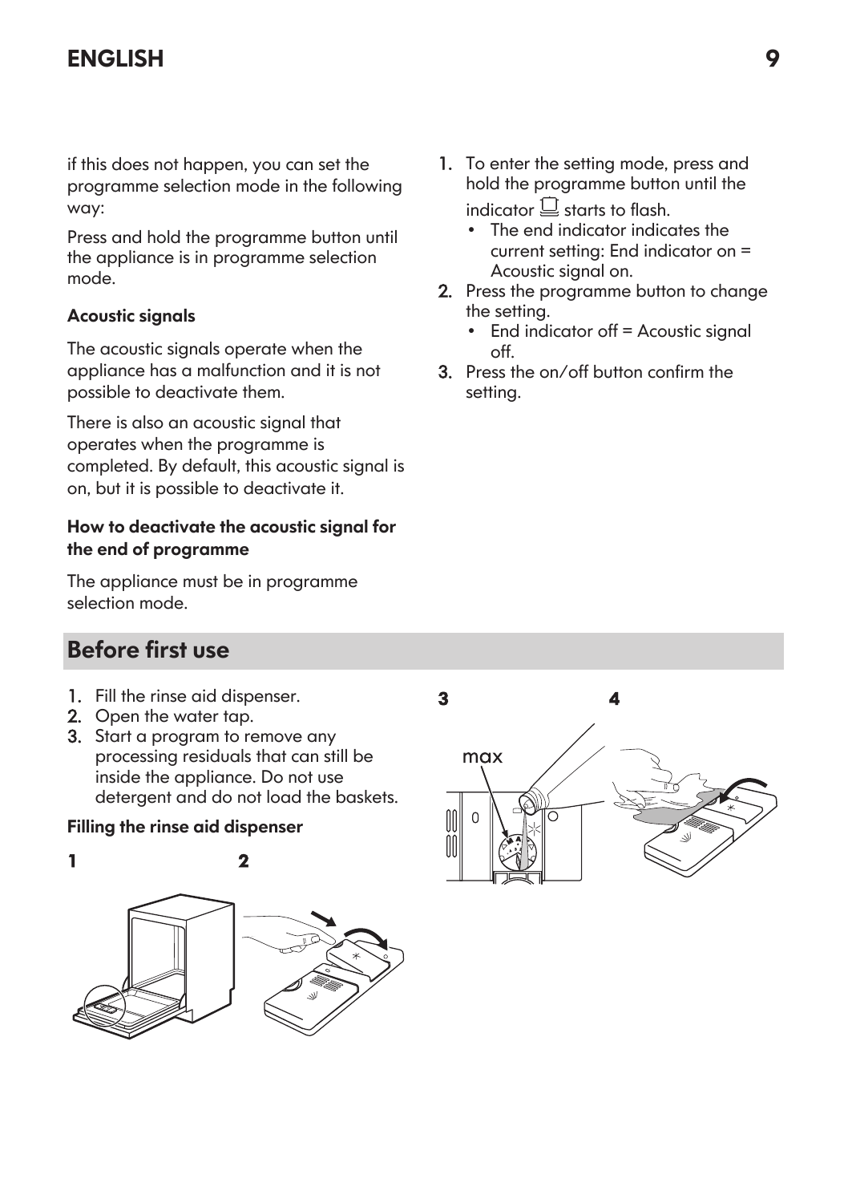if this does not happen, you can set the programme selection mode in the following way:

Press and hold the programme button until the appliance is in programme selection mode.

**Acoustic signals**

The acoustic signals operate when the appliance has a malfunction and it is not possible to deactivate them.

There is also an acoustic signal that operates when the programme is completed. By default, this acoustic signal is on, but it is possible to deactivate it.

**How to deactivate the acoustic signal for the end of programme**

The appliance must be in programme selection mode.

1. To enter the setting mode, press and hold the programme button until the indicator starts to flash.
   - The end indicator indicates the current setting: End indicator on = Acoustic signal on.
2. Press the programme button to change the setting.
   - End indicator off = Acoustic signal off.
3. Press the on/off button confirm the setting.

## Before first use

1. Fill the rinse aid dispenser.
2. Open the water tap.
3. Start a program to remove any processing residuals that can still be inside the appliance. Do not use detergent and do not load the baskets.

**Filling the rinse aid dispenser**

1 2 3 4

max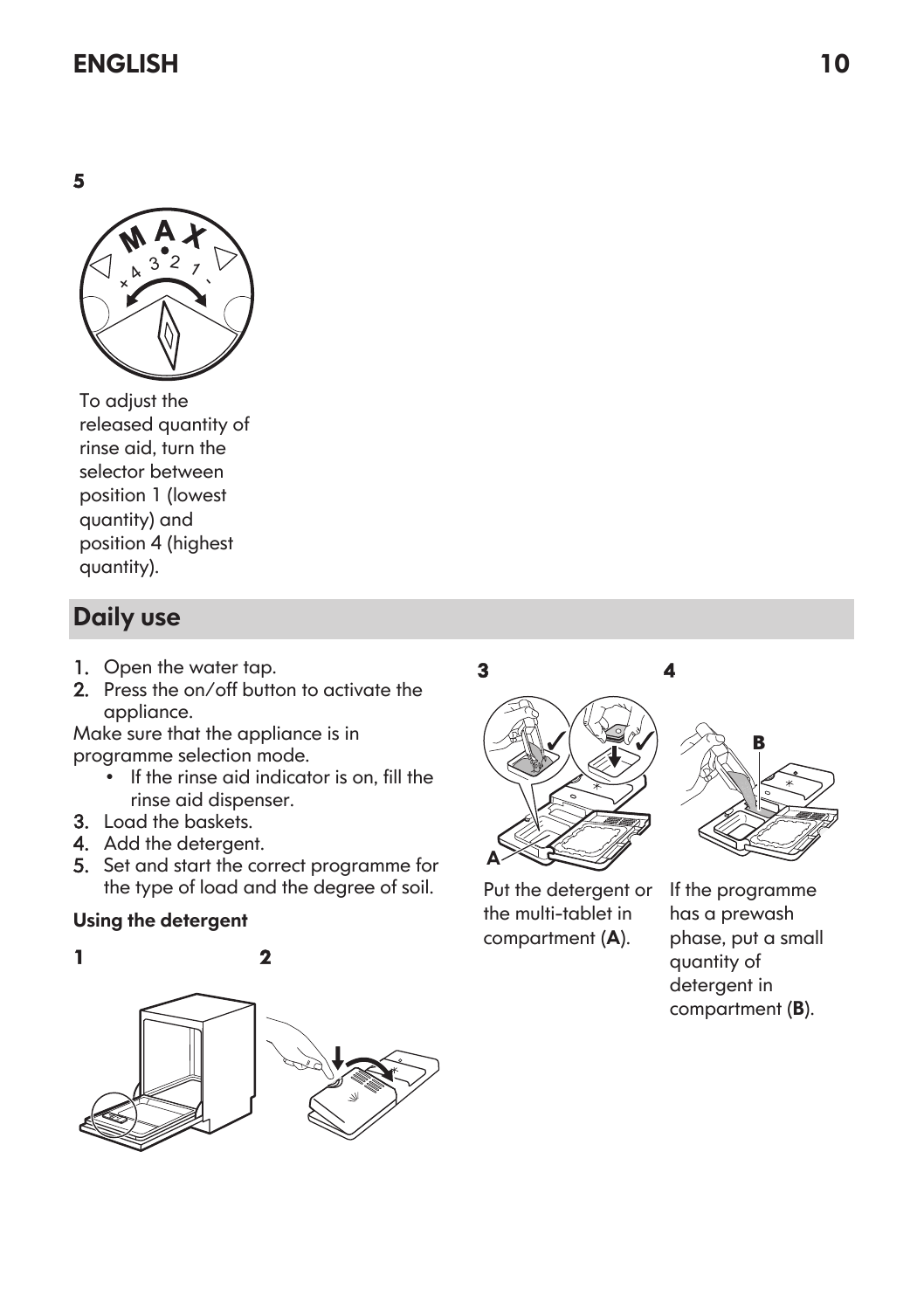**5**

To adjust the released quantity of rinse aid, turn the selector between position 1 (lowest quantity) and position 4 (highest quantity).

## Daily use

1. Open the water tap.
2. Press the on/off button to activate the appliance.

Make sure that the appliance is in programme selection mode.

- If the rinse aid indicator is on, fill the rinse aid dispenser.

3. Load the baskets.
4. Add the detergent.
5. Set and start the correct programme for the type of load and the degree of soil.

**Using the detergent**

**1** **2**

**3**

Put the detergent or the multi-tablet in compartment (**A**).

**4**

If the programme has a prewash phase, put a small quantity of detergent in compartment (**B**).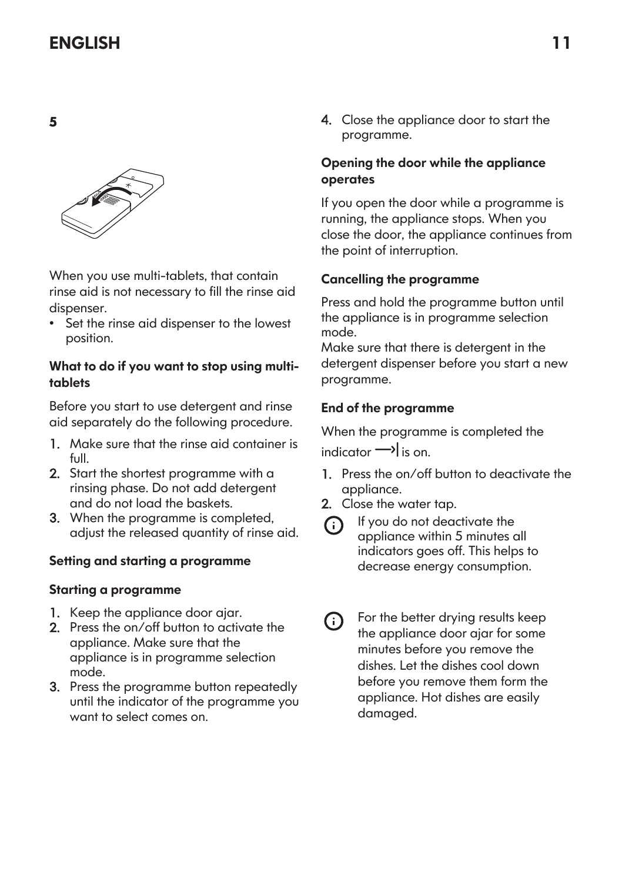5

When you use multi-tablets, that contain rinse aid is not necessary to fill the rinse aid dispenser.

- Set the rinse aid dispenser to the lowest position.

### What to do if you want to stop using multi-tablets

Before you start to use detergent and rinse aid separately do the following procedure.

1. Make sure that the rinse aid container is full.
2. Start the shortest programme with a rinsing phase. Do not add detergent and do not load the baskets.
3. When the programme is completed, adjust the released quantity of rinse aid.

### Setting and starting a programme

### Starting a programme

1. Keep the appliance door ajar.
2. Press the on/off button to activate the appliance. Make sure that the appliance is in programme selection mode.
3. Press the programme button repeatedly until the indicator of the programme you want to select comes on.
4. Close the appliance door to start the programme.

### Opening the door while the appliance operates

If you open the door while a programme is running, the appliance stops. When you close the door, the appliance continues from the point of interruption.

### Cancelling the programme

Press and hold the programme button until the appliance is in programme selection mode.
Make sure that there is detergent in the detergent dispenser before you start a new programme.

### End of the programme

When the programme is completed the indicator ⟶| is on.

1. Press the on/off button to deactivate the appliance.
2. Close the water tap.

If you do not deactivate the appliance within 5 minutes all indicators goes off. This helps to decrease energy consumption.

For the better drying results keep the appliance door ajar for some minutes before you remove the dishes. Let the dishes cool down before you remove them form the appliance. Hot dishes are easily damaged.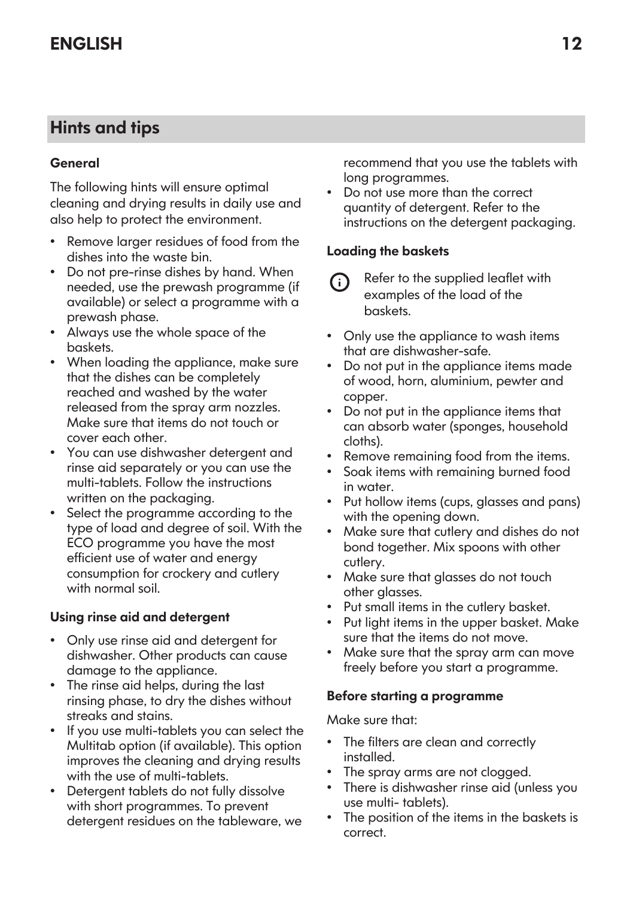## Hints and tips

### General

The following hints will ensure optimal cleaning and drying results in daily use and also help to protect the environment.

- Remove larger residues of food from the dishes into the waste bin.
- Do not pre-rinse dishes by hand. When needed, use the prewash programme (if available) or select a programme with a prewash phase.
- Always use the whole space of the baskets.
- When loading the appliance, make sure that the dishes can be completely reached and washed by the water released from the spray arm nozzles. Make sure that items do not touch or cover each other.
- You can use dishwasher detergent and rinse aid separately or you can use the multi-tablets. Follow the instructions written on the packaging.
- Select the programme according to the type of load and degree of soil. With the ECO programme you have the most efficient use of water and energy consumption for crockery and cutlery with normal soil.

### Using rinse aid and detergent

- Only use rinse aid and detergent for dishwasher. Other products can cause damage to the appliance.
- The rinse aid helps, during the last rinsing phase, to dry the dishes without streaks and stains.
- If you use multi-tablets you can select the Multitab option (if available). This option improves the cleaning and drying results with the use of multi-tablets.
- Detergent tablets do not fully dissolve with short programmes. To prevent detergent residues on the tableware, we recommend that you use the tablets with long programmes.
- Do not use more than the correct quantity of detergent. Refer to the instructions on the detergent packaging.

### Loading the baskets

Refer to the supplied leaflet with examples of the load of the baskets.

- Only use the appliance to wash items that are dishwasher-safe.
- Do not put in the appliance items made of wood, horn, aluminium, pewter and copper.
- Do not put in the appliance items that can absorb water (sponges, household cloths).
- Remove remaining food from the items.
- Soak items with remaining burned food in water.
- Put hollow items (cups, glasses and pans) with the opening down.
- Make sure that cutlery and dishes do not bond together. Mix spoons with other cutlery.
- Make sure that glasses do not touch other glasses.
- Put small items in the cutlery basket.
- Put light items in the upper basket. Make sure that the items do not move.
- Make sure that the spray arm can move freely before you start a programme.

### Before starting a programme

Make sure that:

- The filters are clean and correctly installed.
- The spray arms are not clogged.
- There is dishwasher rinse aid (unless you use multi- tablets).
- The position of the items in the baskets is correct.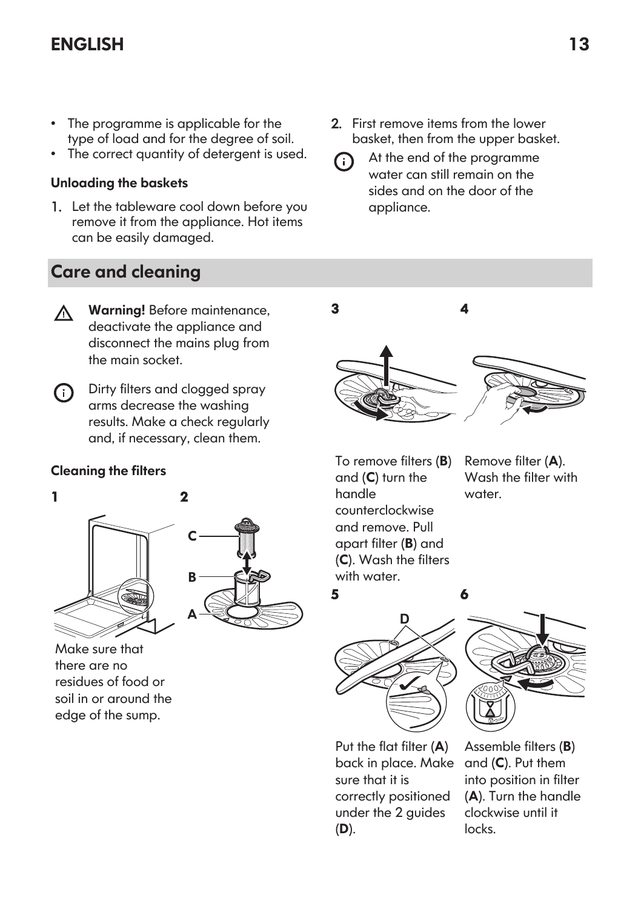- The programme is applicable for the type of load and for the degree of soil.
- The correct quantity of detergent is used.

**Unloading the baskets**

1. Let the tableware cool down before you remove it from the appliance. Hot items can be easily damaged.
2. First remove items from the lower basket, then from the upper basket.

At the end of the programme water can still remain on the sides and on the door of the appliance.

## Care and cleaning

**Warning!** Before maintenance, deactivate the appliance and disconnect the mains plug from the main socket.

Dirty filters and clogged spray arms decrease the washing results. Make a check regularly and, if necessary, clean them.

**Cleaning the filters**

**1**

Make sure that there are no residues of food or soil in or around the edge of the sump.

**2**

C

B

A

**3**

To remove filters (**B**) and (**C**) turn the handle counterclockwise and remove. Pull apart filter (**B**) and (**C**). Wash the filters with water.

**4**

Remove filter (**A**). Wash the filter with water.

**5**

D

Put the flat filter (**A**) back in place. Make sure that it is correctly positioned under the 2 guides (**D**).

**6**

Assemble filters (**B**) and (**C**). Put them into position in filter (**A**). Turn the handle clockwise until it locks.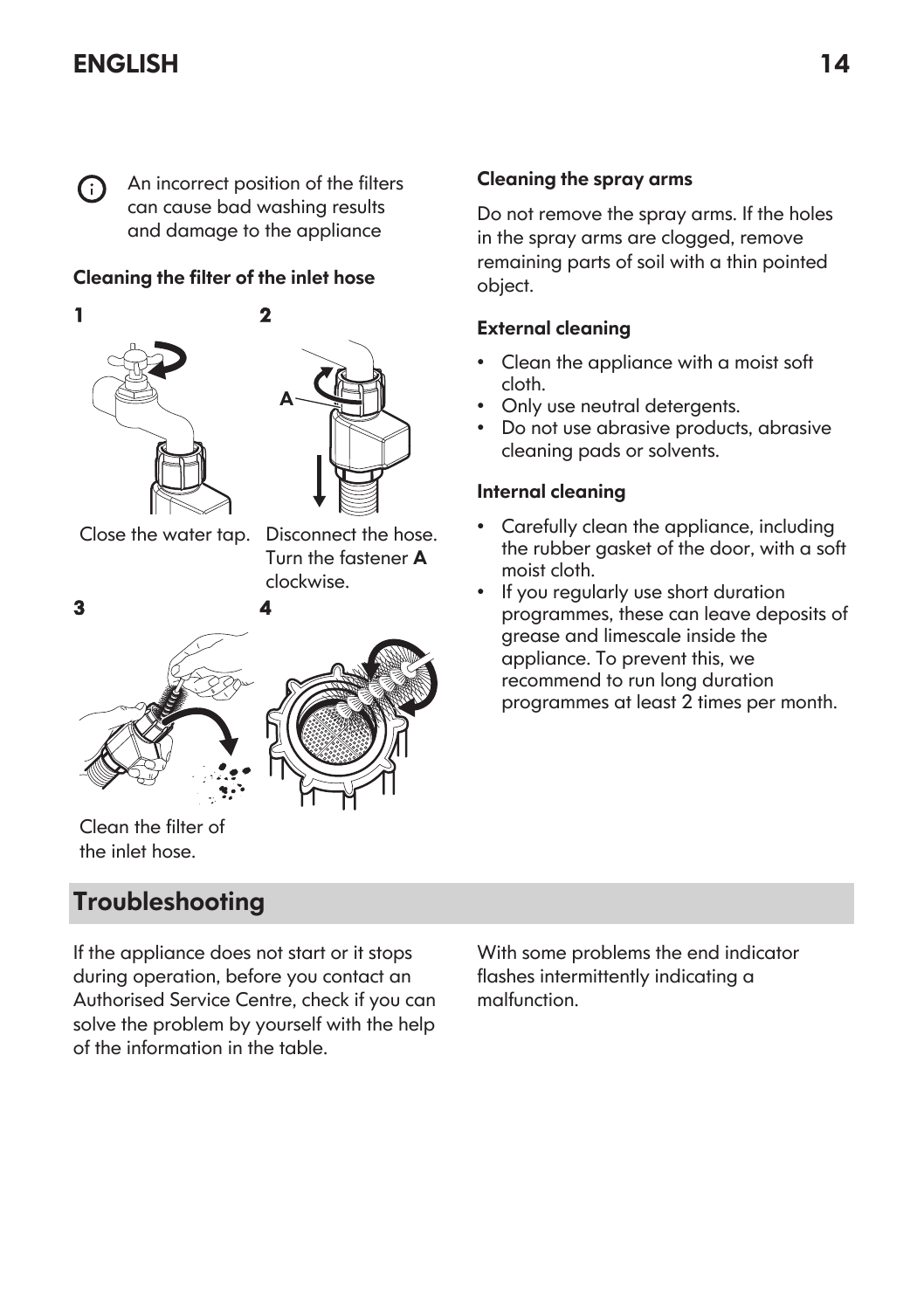An incorrect position of the filters can cause bad washing results and damage to the appliance

**Cleaning the filter of the inlet hose**

**1**

Close the water tap.

**2**

Disconnect the hose. Turn the fastener **A** clockwise.

**3**

**4**

Clean the filter of the inlet hose.

**Cleaning the spray arms**

Do not remove the spray arms. If the holes in the spray arms are clogged, remove remaining parts of soil with a thin pointed object.

**External cleaning**

- Clean the appliance with a moist soft cloth.
- Only use neutral detergents.
- Do not use abrasive products, abrasive cleaning pads or solvents.

**Internal cleaning**

- Carefully clean the appliance, including the rubber gasket of the door, with a soft moist cloth.
- If you regularly use short duration programmes, these can leave deposits of grease and limescale inside the appliance. To prevent this, we recommend to run long duration programmes at least 2 times per month.

## Troubleshooting

If the appliance does not start or it stops during operation, before you contact an Authorised Service Centre, check if you can solve the problem by yourself with the help of the information in the table.

With some problems the end indicator flashes intermittently indicating a malfunction.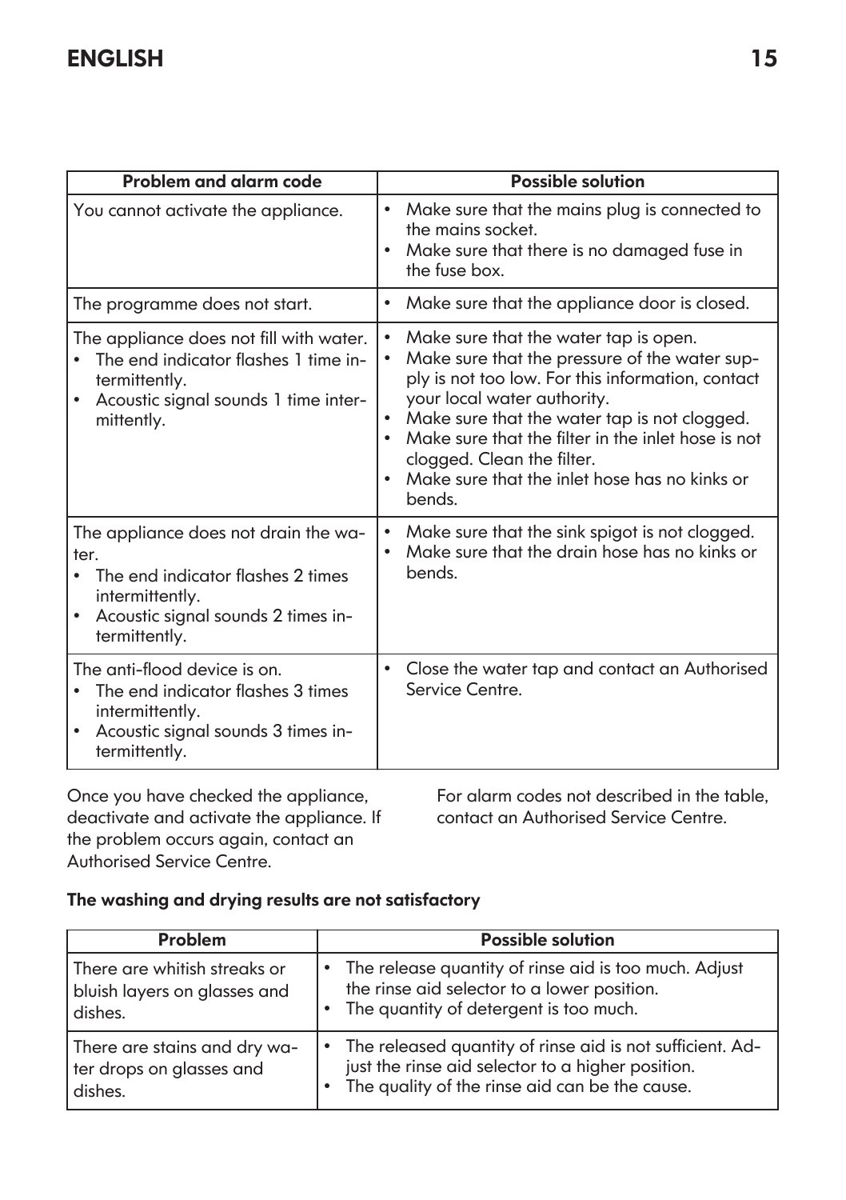| Problem and alarm code | Possible solution |
|---|---|
| You cannot activate the appliance. | • Make sure that the mains plug is connected to the mains socket.<br>• Make sure that there is no damaged fuse in the fuse box. |
| The programme does not start. | • Make sure that the appliance door is closed. |
| The appliance does not fill with water.<br>• The end indicator flashes 1 time intermittently.<br>• Acoustic signal sounds 1 time intermittently. | • Make sure that the water tap is open.<br>• Make sure that the pressure of the water supply is not too low. For this information, contact your local water authority.<br>• Make sure that the water tap is not clogged.<br>• Make sure that the filter in the inlet hose is not clogged. Clean the filter.<br>• Make sure that the inlet hose has no kinks or bends. |
| The appliance does not drain the water.<br>• The end indicator flashes 2 times intermittently.<br>• Acoustic signal sounds 2 times intermittently. | • Make sure that the sink spigot is not clogged.<br>• Make sure that the drain hose has no kinks or bends. |
| The anti-flood device is on.<br>• The end indicator flashes 3 times intermittently.<br>• Acoustic signal sounds 3 times intermittently. | • Close the water tap and contact an Authorised Service Centre. |

Once you have checked the appliance, deactivate and activate the appliance. If the problem occurs again, contact an Authorised Service Centre.

For alarm codes not described in the table, contact an Authorised Service Centre.

**The washing and drying results are not satisfactory**

| Problem | Possible solution |
|---|---|
| There are whitish streaks or bluish layers on glasses and dishes. | • The release quantity of rinse aid is too much. Adjust the rinse aid selector to a lower position.<br>• The quantity of detergent is too much. |
| There are stains and dry water drops on glasses and dishes. | • The released quantity of rinse aid is not sufficient. Adjust the rinse aid selector to a higher position.<br>• The quality of the rinse aid can be the cause. |